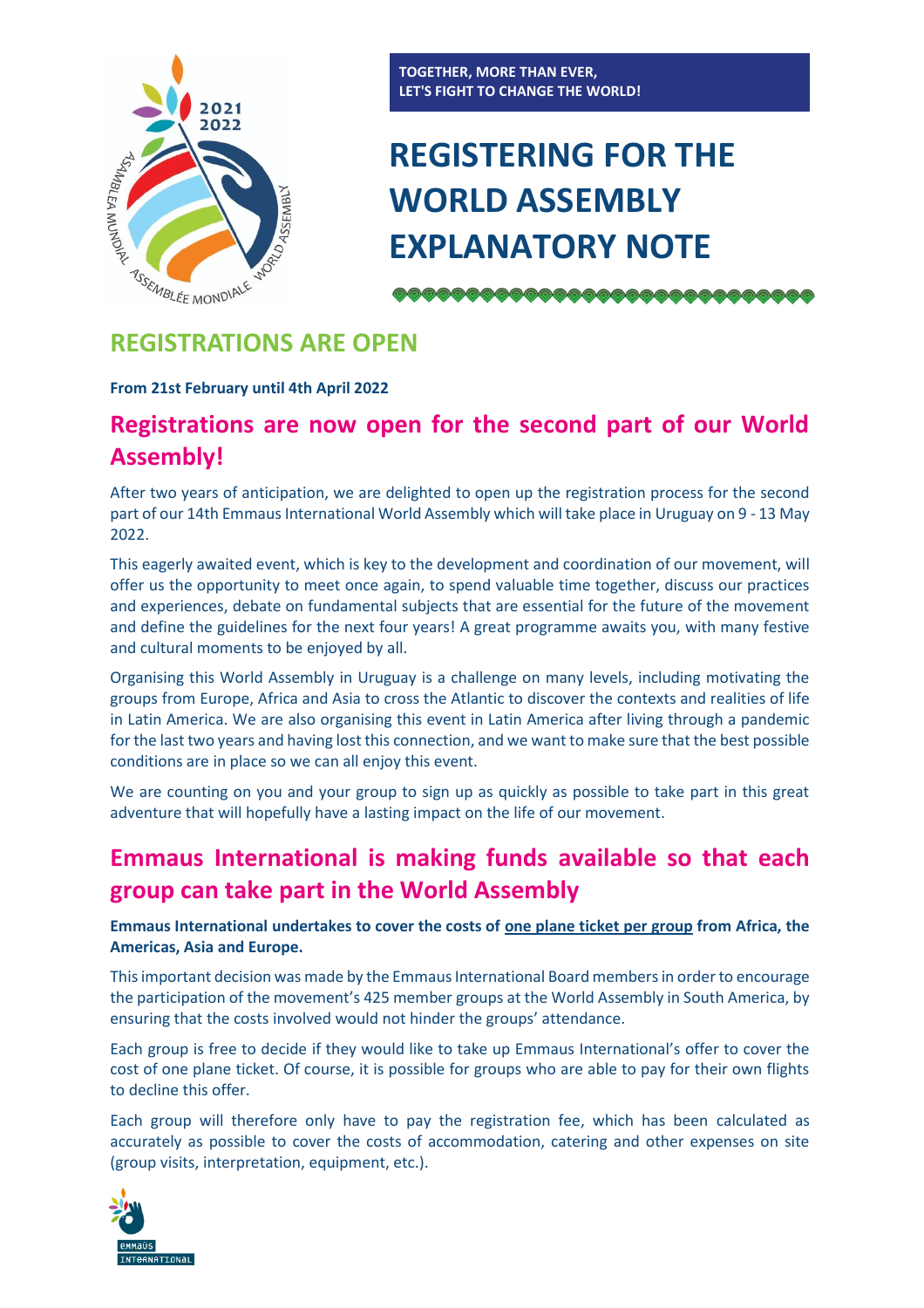**TOGETHER, MORE THAN EVER,**
**LET'S FIGHT TO CHANGE THE WORLD!**

# REGISTERING FOR THE WORLD ASSEMBLY EXPLANATORY NOTE

## REGISTRATIONS ARE OPEN

**From 21st February until 4th April 2022**

## Registrations are now open for the second part of our World Assembly!

After two years of anticipation, we are delighted to open up the registration process for the second part of our 14th Emmaus International World Assembly which will take place in Uruguay on 9 - 13 May 2022.

This eagerly awaited event, which is key to the development and coordination of our movement, will offer us the opportunity to meet once again, to spend valuable time together, discuss our practices and experiences, debate on fundamental subjects that are essential for the future of the movement and define the guidelines for the next four years! A great programme awaits you, with many festive and cultural moments to be enjoyed by all.

Organising this World Assembly in Uruguay is a challenge on many levels, including motivating the groups from Europe, Africa and Asia to cross the Atlantic to discover the contexts and realities of life in Latin America. We are also organising this event in Latin America after living through a pandemic for the last two years and having lost this connection, and we want to make sure that the best possible conditions are in place so we can all enjoy this event.

We are counting on you and your group to sign up as quickly as possible to take part in this great adventure that will hopefully have a lasting impact on the life of our movement.

## Emmaus International is making funds available so that each group can take part in the World Assembly

**Emmaus International undertakes to cover the costs of one plane ticket per group from Africa, the Americas, Asia and Europe.**

This important decision was made by the Emmaus International Board members in order to encourage the participation of the movement's 425 member groups at the World Assembly in South America, by ensuring that the costs involved would not hinder the groups' attendance.

Each group is free to decide if they would like to take up Emmaus International's offer to cover the cost of one plane ticket. Of course, it is possible for groups who are able to pay for their own flights to decline this offer.

Each group will therefore only have to pay the registration fee, which has been calculated as accurately as possible to cover the costs of accommodation, catering and other expenses on site (group visits, interpretation, equipment, etc.).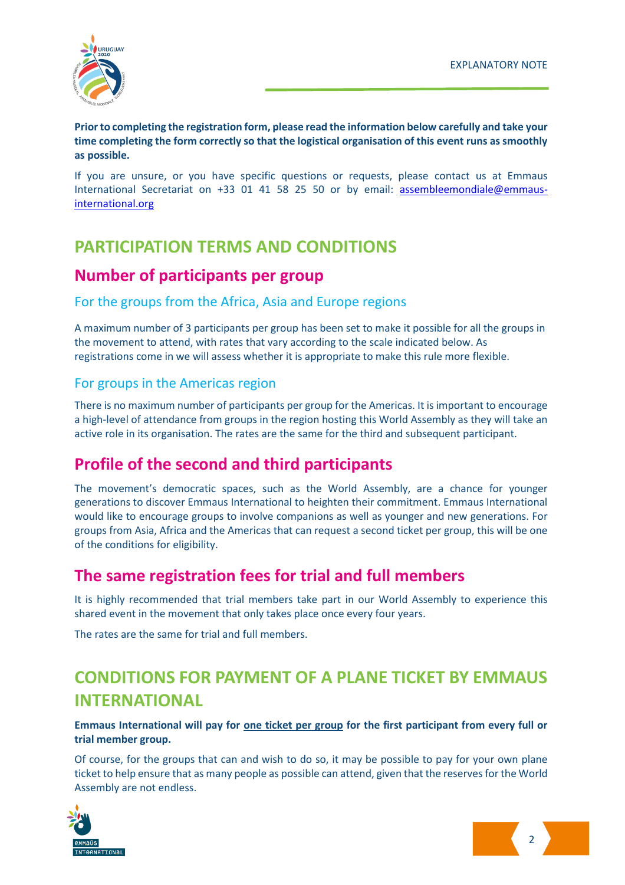**Prior to completing the registration form, please read the information below carefully and take your time completing the form correctly so that the logistical organisation of this event runs as smoothly as possible.**

If you are unsure, or you have specific questions or requests, please contact us at Emmaus International Secretariat on +33 01 41 58 25 50 or by email: assembleemondiale@emmaus-international.org

# PARTICIPATION TERMS AND CONDITIONS

## Number of participants per group

### For the groups from the Africa, Asia and Europe regions

A maximum number of 3 participants per group has been set to make it possible for all the groups in the movement to attend, with rates that vary according to the scale indicated below. As registrations come in we will assess whether it is appropriate to make this rule more flexible.

### For groups in the Americas region

There is no maximum number of participants per group for the Americas. It is important to encourage a high-level of attendance from groups in the region hosting this World Assembly as they will take an active role in its organisation. The rates are the same for the third and subsequent participant.

## Profile of the second and third participants

The movement's democratic spaces, such as the World Assembly, are a chance for younger generations to discover Emmaus International to heighten their commitment. Emmaus International would like to encourage groups to involve companions as well as younger and new generations. For groups from Asia, Africa and the Americas that can request a second ticket per group, this will be one of the conditions for eligibility.

## The same registration fees for trial and full members

It is highly recommended that trial members take part in our World Assembly to experience this shared event in the movement that only takes place once every four years.

The rates are the same for trial and full members.

# CONDITIONS FOR PAYMENT OF A PLANE TICKET BY EMMAUS INTERNATIONAL

**Emmaus International will pay for one ticket per group for the first participant from every full or trial member group.**

Of course, for the groups that can and wish to do so, it may be possible to pay for your own plane ticket to help ensure that as many people as possible can attend, given that the reserves for the World Assembly are not endless.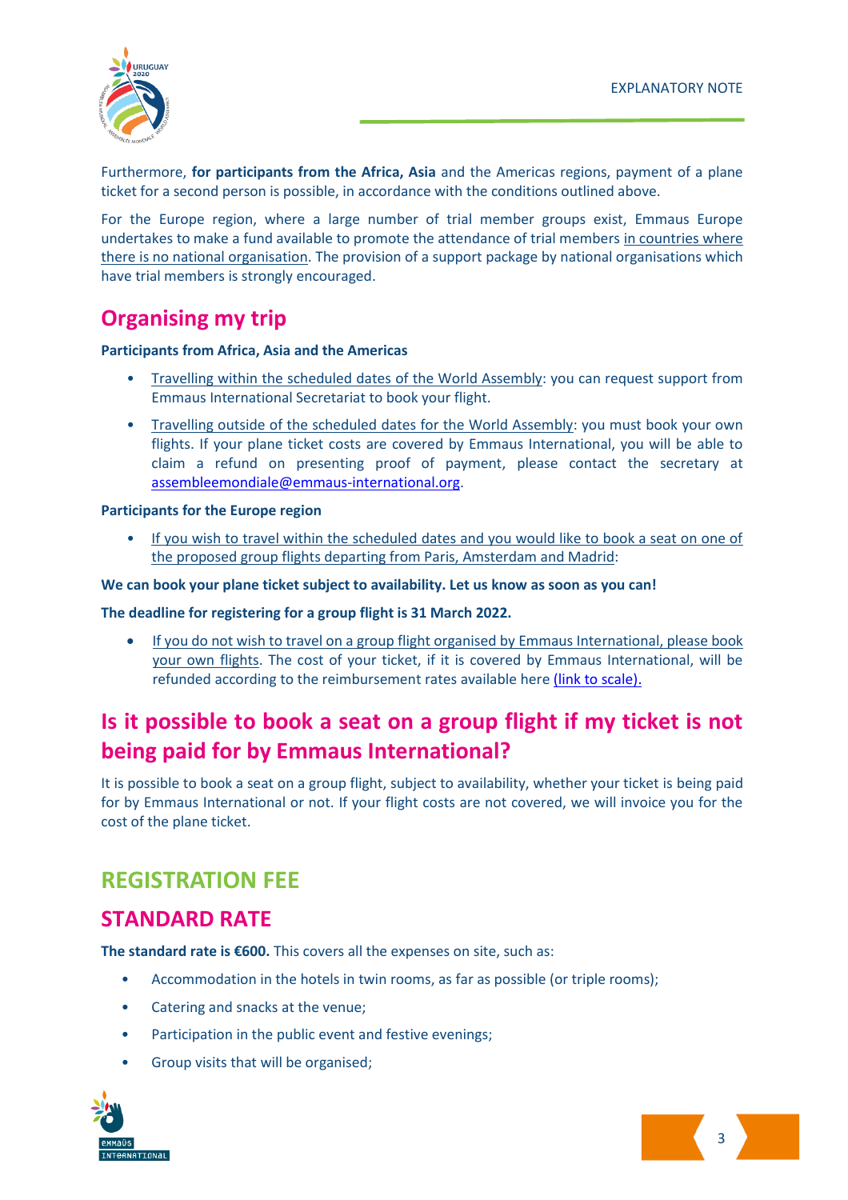Furthermore, **for participants from the Africa, Asia** and the Americas regions, payment of a plane ticket for a second person is possible, in accordance with the conditions outlined above.

For the Europe region, where a large number of trial member groups exist, Emmaus Europe undertakes to make a fund available to promote the attendance of trial members in countries where there is no national organisation. The provision of a support package by national organisations which have trial members is strongly encouraged.

## Organising my trip

**Participants from Africa, Asia and the Americas**

- Travelling within the scheduled dates of the World Assembly: you can request support from Emmaus International Secretariat to book your flight.
- Travelling outside of the scheduled dates for the World Assembly: you must book your own flights. If your plane ticket costs are covered by Emmaus International, you will be able to claim a refund on presenting proof of payment, please contact the secretary at assembleemondiale@emmaus-international.org.

**Participants for the Europe region**

- If you wish to travel within the scheduled dates and you would like to book a seat on one of the proposed group flights departing from Paris, Amsterdam and Madrid:

**We can book your plane ticket subject to availability. Let us know as soon as you can!**

**The deadline for registering for a group flight is 31 March 2022.**

- If you do not wish to travel on a group flight organised by Emmaus International, please book your own flights. The cost of your ticket, if it is covered by Emmaus International, will be refunded according to the reimbursement rates available here (link to scale).

## Is it possible to book a seat on a group flight if my ticket is not being paid for by Emmaus International?

It is possible to book a seat on a group flight, subject to availability, whether your ticket is being paid for by Emmaus International or not. If your flight costs are not covered, we will invoice you for the cost of the plane ticket.

## REGISTRATION FEE

## STANDARD RATE

**The standard rate is €600.** This covers all the expenses on site, such as:

- Accommodation in the hotels in twin rooms, as far as possible (or triple rooms);
- Catering and snacks at the venue;
- Participation in the public event and festive evenings;
- Group visits that will be organised;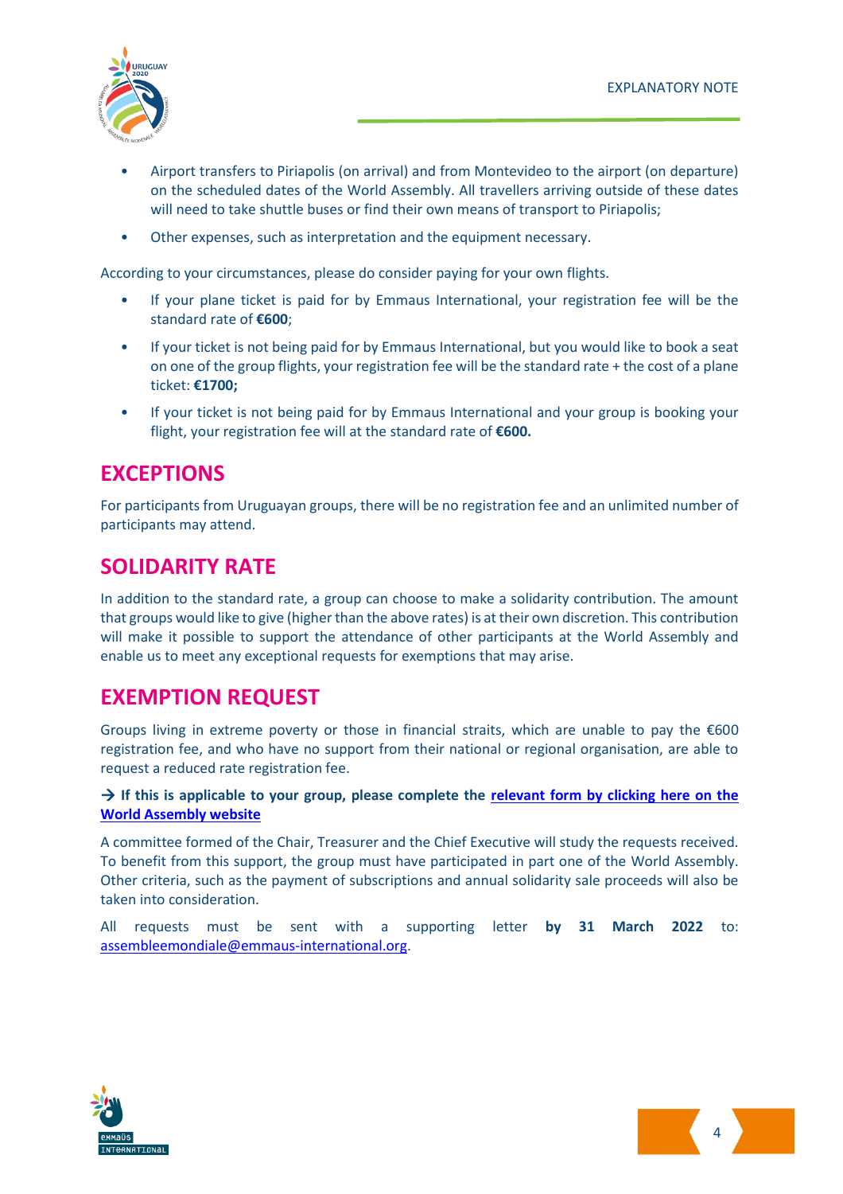- Airport transfers to Piriapolis (on arrival) and from Montevideo to the airport (on departure) on the scheduled dates of the World Assembly. All travellers arriving outside of these dates will need to take shuttle buses or find their own means of transport to Piriapolis;
- Other expenses, such as interpretation and the equipment necessary.

According to your circumstances, please do consider paying for your own flights.

- If your plane ticket is paid for by Emmaus International, your registration fee will be the standard rate of **€600**;
- If your ticket is not being paid for by Emmaus International, but you would like to book a seat on one of the group flights, your registration fee will be the standard rate + the cost of a plane ticket: **€1700;**
- If your ticket is not being paid for by Emmaus International and your group is booking your flight, your registration fee will at the standard rate of **€600.**

## EXCEPTIONS

For participants from Uruguayan groups, there will be no registration fee and an unlimited number of participants may attend.

## SOLIDARITY RATE

In addition to the standard rate, a group can choose to make a solidarity contribution. The amount that groups would like to give (higher than the above rates) is at their own discretion. This contribution will make it possible to support the attendance of other participants at the World Assembly and enable us to meet any exceptional requests for exemptions that may arise.

## EXEMPTION REQUEST

Groups living in extreme poverty or those in financial straits, which are unable to pay the €600 registration fee, and who have no support from their national or regional organisation, are able to request a reduced rate registration fee.

**→ If this is applicable to your group, please complete the relevant form by clicking here on the World Assembly website**

A committee formed of the Chair, Treasurer and the Chief Executive will study the requests received. To benefit from this support, the group must have participated in part one of the World Assembly. Other criteria, such as the payment of subscriptions and annual solidarity sale proceeds will also be taken into consideration.

All requests must be sent with a supporting letter **by 31 March 2022** to: assembleemondiale@emmaus-international.org.